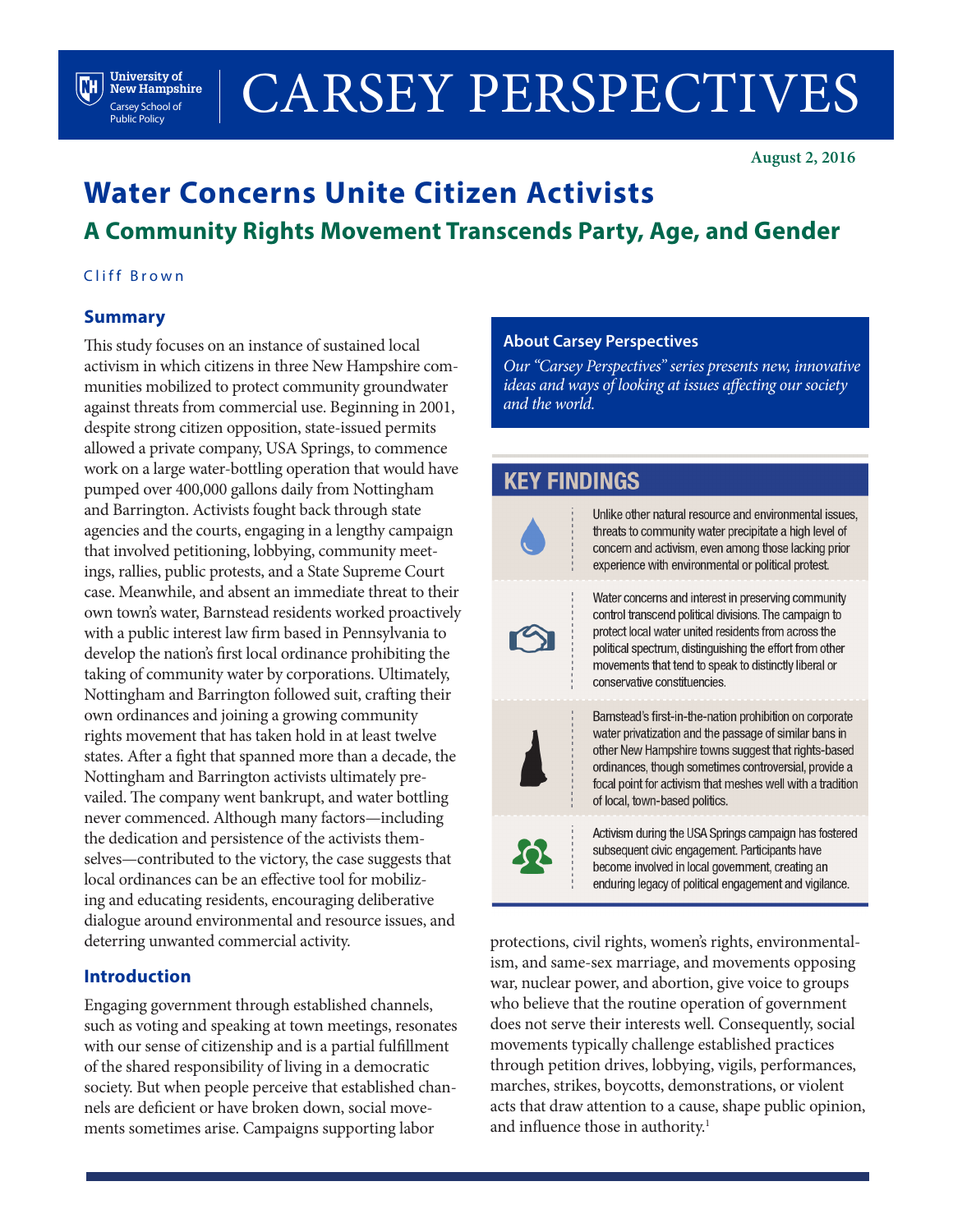University of New Hampshire
Carsey School of Public Policy

# CARSEY PERSPECTIVES

August 2, 2016

# Water Concerns Unite Citizen Activists

## A Community Rights Movement Transcends Party, Age, and Gender

Cliff Brown

### Summary

This study focuses on an instance of sustained local activism in which citizens in three New Hampshire communities mobilized to protect community groundwater against threats from commercial use. Beginning in 2001, despite strong citizen opposition, state-issued permits allowed a private company, USA Springs, to commence work on a large water-bottling operation that would have pumped over 400,000 gallons daily from Nottingham and Barrington. Activists fought back through state agencies and the courts, engaging in a lengthy campaign that involved petitioning, lobbying, community meetings, rallies, public protests, and a State Supreme Court case. Meanwhile, and absent an immediate threat to their own town's water, Barnstead residents worked proactively with a public interest law firm based in Pennsylvania to develop the nation's first local ordinance prohibiting the taking of community water by corporations. Ultimately, Nottingham and Barrington followed suit, crafting their own ordinances and joining a growing community rights movement that has taken hold in at least twelve states. After a fight that spanned more than a decade, the Nottingham and Barrington activists ultimately prevailed. The company went bankrupt, and water bottling never commenced. Although many factors—including the dedication and persistence of the activists themselves—contributed to the victory, the case suggests that local ordinances can be an effective tool for mobilizing and educating residents, encouraging deliberative dialogue around environmental and resource issues, and deterring unwanted commercial activity.

### About Carsey Perspectives

*Our "Carsey Perspectives" series presents new, innovative ideas and ways of looking at issues affecting our society and the world.*

### KEY FINDINGS

- Unlike other natural resource and environmental issues, threats to community water precipitate a high level of concern and activism, even among those lacking prior experience with environmental or political protest.
- Water concerns and interest in preserving community control transcend political divisions. The campaign to protect local water united residents from across the political spectrum, distinguishing the effort from other movements that tend to speak to distinctly liberal or conservative constituencies.
- Barnstead's first-in-the-nation prohibition on corporate water privatization and the passage of similar bans in other New Hampshire towns suggest that rights-based ordinances, though sometimes controversial, provide a focal point for activism that meshes well with a tradition of local, town-based politics.
- Activism during the USA Springs campaign has fostered subsequent civic engagement. Participants have become involved in local government, creating an enduring legacy of political engagement and vigilance.

### Introduction

Engaging government through established channels, such as voting and speaking at town meetings, resonates with our sense of citizenship and is a partial fulfillment of the shared responsibility of living in a democratic society. But when people perceive that established channels are deficient or have broken down, social movements sometimes arise. Campaigns supporting labor protections, civil rights, women's rights, environmentalism, and same-sex marriage, and movements opposing war, nuclear power, and abortion, give voice to groups who believe that the routine operation of government does not serve their interests well. Consequently, social movements typically challenge established practices through petition drives, lobbying, vigils, performances, marches, strikes, boycotts, demonstrations, or violent acts that draw attention to a cause, shape public opinion, and influence those in authority.[1]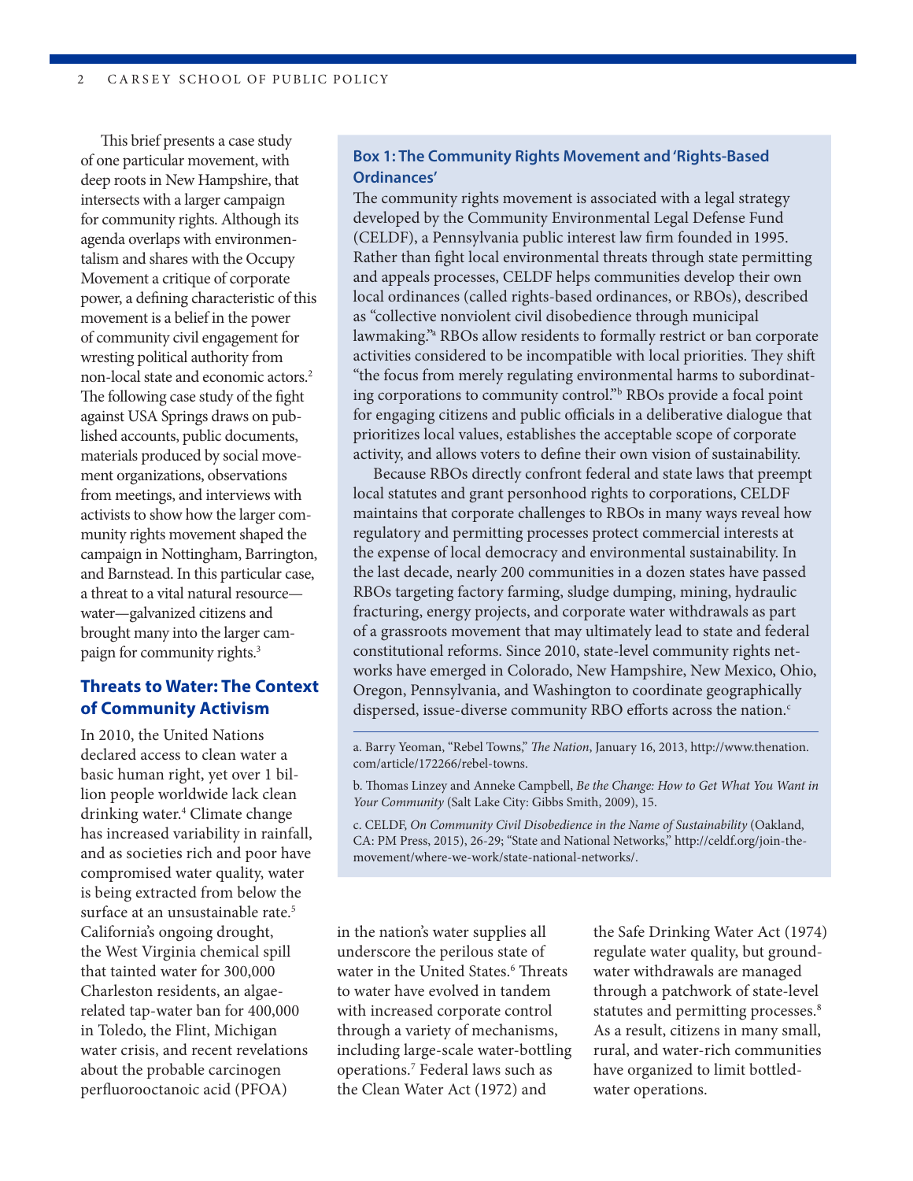This brief presents a case study of one particular movement, with deep roots in New Hampshire, that intersects with a larger campaign for community rights. Although its agenda overlaps with environmentalism and shares with the Occupy Movement a critique of corporate power, a defining characteristic of this movement is a belief in the power of community civil engagement for wresting political authority from non-local state and economic actors.[2] The following case study of the fight against USA Springs draws on published accounts, public documents, materials produced by social movement organizations, observations from meetings, and interviews with activists to show how the larger community rights movement shaped the campaign in Nottingham, Barrington, and Barnstead. In this particular case, a threat to a vital natural resource—water—galvanized citizens and brought many into the larger campaign for community rights.[3]

### Box 1: The Community Rights Movement and 'Rights-Based Ordinances'

The community rights movement is associated with a legal strategy developed by the Community Environmental Legal Defense Fund (CELDF), a Pennsylvania public interest law firm founded in 1995. Rather than fight local environmental threats through state permitting and appeals processes, CELDF helps communities develop their own local ordinances (called rights-based ordinances, or RBOs), described as "collective nonviolent civil disobedience through municipal lawmaking."[a] RBOs allow residents to formally restrict or ban corporate activities considered to be incompatible with local priorities. They shift "the focus from merely regulating environmental harms to subordinating corporations to community control."[b] RBOs provide a focal point for engaging citizens and public officials in a deliberative dialogue that prioritizes local values, establishes the acceptable scope of corporate activity, and allows voters to define their own vision of sustainability.

Because RBOs directly confront federal and state laws that preempt local statutes and grant personhood rights to corporations, CELDF maintains that corporate challenges to RBOs in many ways reveal how regulatory and permitting processes protect commercial interests at the expense of local democracy and environmental sustainability. In the last decade, nearly 200 communities in a dozen states have passed RBOs targeting factory farming, sludge dumping, mining, hydraulic fracturing, energy projects, and corporate water withdrawals as part of a grassroots movement that may ultimately lead to state and federal constitutional reforms. Since 2010, state-level community rights networks have emerged in Colorado, New Hampshire, New Mexico, Ohio, Oregon, Pennsylvania, and Washington to coordinate geographically dispersed, issue-diverse community RBO efforts across the nation.[c]

a. Barry Yeoman, "Rebel Towns," *The Nation*, January 16, 2013, http://www.thenation.com/article/172266/rebel-towns.

b. Thomas Linzey and Anneke Campbell, *Be the Change: How to Get What You Want in Your Community* (Salt Lake City: Gibbs Smith, 2009), 15.

c. CELDF, *On Community Civil Disobedience in the Name of Sustainability* (Oakland, CA: PM Press, 2015), 26-29; "State and National Networks," http://celdf.org/join-the-movement/where-we-work/state-national-networks/.

## Threats to Water: The Context of Community Activism

In 2010, the United Nations declared access to clean water a basic human right, yet over 1 billion people worldwide lack clean drinking water.[4] Climate change has increased variability in rainfall, and as societies rich and poor have compromised water quality, water is being extracted from below the surface at an unsustainable rate.[5] California's ongoing drought, the West Virginia chemical spill that tainted water for 300,000 Charleston residents, an algae-related tap-water ban for 400,000 in Toledo, the Flint, Michigan water crisis, and recent revelations about the probable carcinogen perfluorooctanoic acid (PFOA) in the nation's water supplies all underscore the perilous state of water in the United States.[6] Threats to water have evolved in tandem with increased corporate control through a variety of mechanisms, including large-scale water-bottling operations.[7] Federal laws such as the Clean Water Act (1972) and the Safe Drinking Water Act (1974) regulate water quality, but groundwater withdrawals are managed through a patchwork of state-level statutes and permitting processes.[8] As a result, citizens in many small, rural, and water-rich communities have organized to limit bottled-water operations.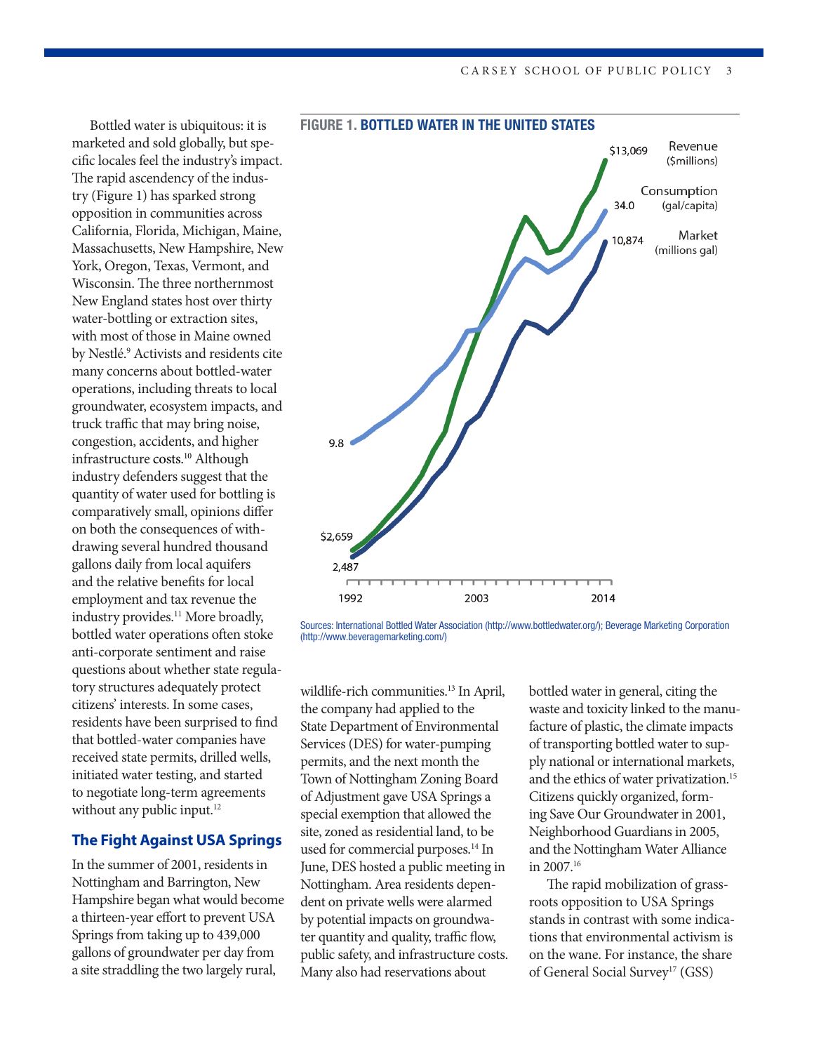Bottled water is ubiquitous: it is marketed and sold globally, but specific locales feel the industry's impact. The rapid ascendency of the industry (Figure 1) has sparked strong opposition in communities across California, Florida, Michigan, Maine, Massachusetts, New Hampshire, New York, Oregon, Texas, Vermont, and Wisconsin. The three northernmost New England states host over thirty water-bottling or extraction sites, with most of those in Maine owned by Nestlé.[9] Activists and residents cite many concerns about bottled-water operations, including threats to local groundwater, ecosystem impacts, and truck traffic that may bring noise, congestion, accidents, and higher infrastructure costs.[10] Although industry defenders suggest that the quantity of water used for bottling is comparatively small, opinions differ on both the consequences of withdrawing several hundred thousand gallons daily from local aquifers and the relative benefits for local employment and tax revenue the industry provides.[11] More broadly, bottled water operations often stoke anti-corporate sentiment and raise questions about whether state regulatory structures adequately protect citizens' interests. In some cases, residents have been surprised to find that bottled-water companies have received state permits, drilled wells, initiated water testing, and started to negotiate long-term agreements without any public input.[12]

**FIGURE 1. BOTTLED WATER IN THE UNITED STATES**

Revenue ($millions): $2,659 (1992) to $13,069 (2014)
Consumption (gal/capita): 9.8 (1992) to 34.0 (2014)
Market (millions gal): 2,487 (1992) to 10,874 (2014)

Sources: International Bottled Water Association (http://www.bottledwater.org/); Beverage Marketing Corporation (http://www.beveragemarketing.com/)

## The Fight Against USA Springs

In the summer of 2001, residents in Nottingham and Barrington, New Hampshire began what would become a thirteen-year effort to prevent USA Springs from taking up to 439,000 gallons of groundwater per day from a site straddling the two largely rural, wildlife-rich communities.[13] In April, the company had applied to the State Department of Environmental Services (DES) for water-pumping permits, and the next month the Town of Nottingham Zoning Board of Adjustment gave USA Springs a special exemption that allowed the site, zoned as residential land, to be used for commercial purposes.[14] In June, DES hosted a public meeting in Nottingham. Area residents dependent on private wells were alarmed by potential impacts on groundwater quantity and quality, traffic flow, public safety, and infrastructure costs. Many also had reservations about bottled water in general, citing the waste and toxicity linked to the manufacture of plastic, the climate impacts of transporting bottled water to supply national or international markets, and the ethics of water privatization.[15] Citizens quickly organized, forming Save Our Groundwater in 2001, Neighborhood Guardians in 2005, and the Nottingham Water Alliance in 2007.[16]

The rapid mobilization of grassroots opposition to USA Springs stands in contrast with some indications that environmental activism is on the wane. For instance, the share of General Social Survey[17] (GSS)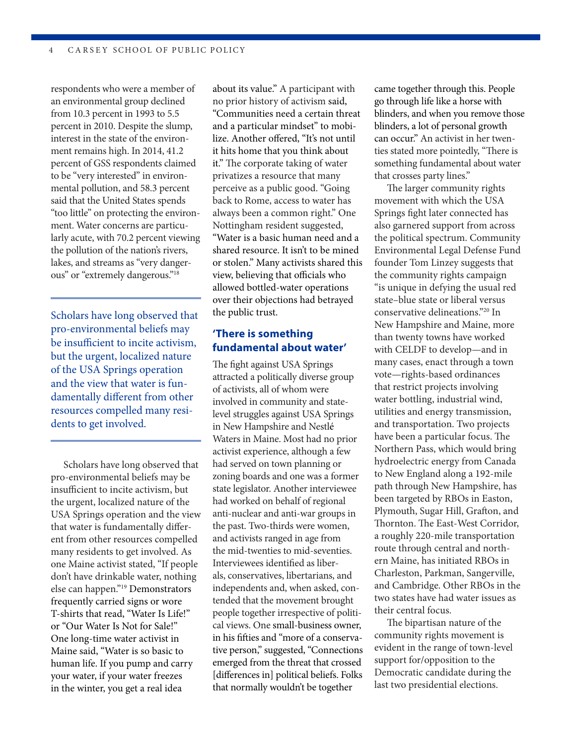respondents who were a member of an environmental group declined from 10.3 percent in 1993 to 5.5 percent in 2010. Despite the slump, interest in the state of the environment remains high. In 2014, 41.2 percent of GSS respondents claimed to be "very interested" in environmental pollution, and 58.3 percent said that the United States spends "too little" on protecting the environment. Water concerns are particularly acute, with 70.2 percent viewing the pollution of the nation's rivers, lakes, and streams as "very dangerous" or "extremely dangerous."[18]

> Scholars have long observed that pro-environmental beliefs may be insufficient to incite activism, but the urgent, localized nature of the USA Springs operation and the view that water is fundamentally different from other resources compelled many residents to get involved.

Scholars have long observed that pro-environmental beliefs may be insufficient to incite activism, but the urgent, localized nature of the USA Springs operation and the view that water is fundamentally different from other resources compelled many residents to get involved. As one Maine activist stated, "If people don't have drinkable water, nothing else can happen."[19] Demonstrators frequently carried signs or wore T-shirts that read, "Water Is Life!" or "Our Water Is Not for Sale!" One long-time water activist in Maine said, "Water is so basic to human life. If you pump and carry your water, if your water freezes in the winter, you get a real idea about its value." A participant with no prior history of activism said, "Communities need a certain threat and a particular mindset" to mobilize. Another offered, "It's not until it hits home that you think about it." The corporate taking of water privatizes a resource that many perceive as a public good. "Going back to Rome, access to water has always been a common right." One Nottingham resident suggested, "Water is a basic human need and a shared resource. It isn't to be mined or stolen." Many activists shared this view, believing that officials who allowed bottled-water operations over their objections had betrayed the public trust.

## 'There is something fundamental about water'

The fight against USA Springs attracted a politically diverse group of activists, all of whom were involved in community and state-level struggles against USA Springs in New Hampshire and Nestlé Waters in Maine. Most had no prior activist experience, although a few had served on town planning or zoning boards and one was a former state legislator. Another interviewee had worked on behalf of regional anti-nuclear and anti-war groups in the past. Two-thirds were women, and activists ranged in age from the mid-twenties to mid-seventies. Interviewees identified as liberals, conservatives, libertarians, and independents and, when asked, contended that the movement brought people together irrespective of political views. One small-business owner, in his fifties and "more of a conservative person," suggested, "Connections emerged from the threat that crossed [differences in] political beliefs. Folks that normally wouldn't be together came together through this. People go through life like a horse with blinders, and when you remove those blinders, a lot of personal growth can occur." An activist in her twenties stated more pointedly, "There is something fundamental about water that crosses party lines."

The larger community rights movement with which the USA Springs fight later connected has also garnered support from across the political spectrum. Community Environmental Legal Defense Fund founder Tom Linzey suggests that the community rights campaign "is unique in defying the usual red state–blue state or liberal versus conservative delineations."[20] In New Hampshire and Maine, more than twenty towns have worked with CELDF to develop—and in many cases, enact through a town vote—rights-based ordinances that restrict projects involving water bottling, industrial wind, utilities and energy transmission, and transportation. Two projects have been a particular focus. The Northern Pass, which would bring hydroelectric energy from Canada to New England along a 192-mile path through New Hampshire, has been targeted by RBOs in Easton, Plymouth, Sugar Hill, Grafton, and Thornton. The East-West Corridor, a roughly 220-mile transportation route through central and northern Maine, has initiated RBOs in Charleston, Parkman, Sangerville, and Cambridge. Other RBOs in the two states have had water issues as their central focus.

The bipartisan nature of the community rights movement is evident in the range of town-level support for/opposition to the Democratic candidate during the last two presidential elections.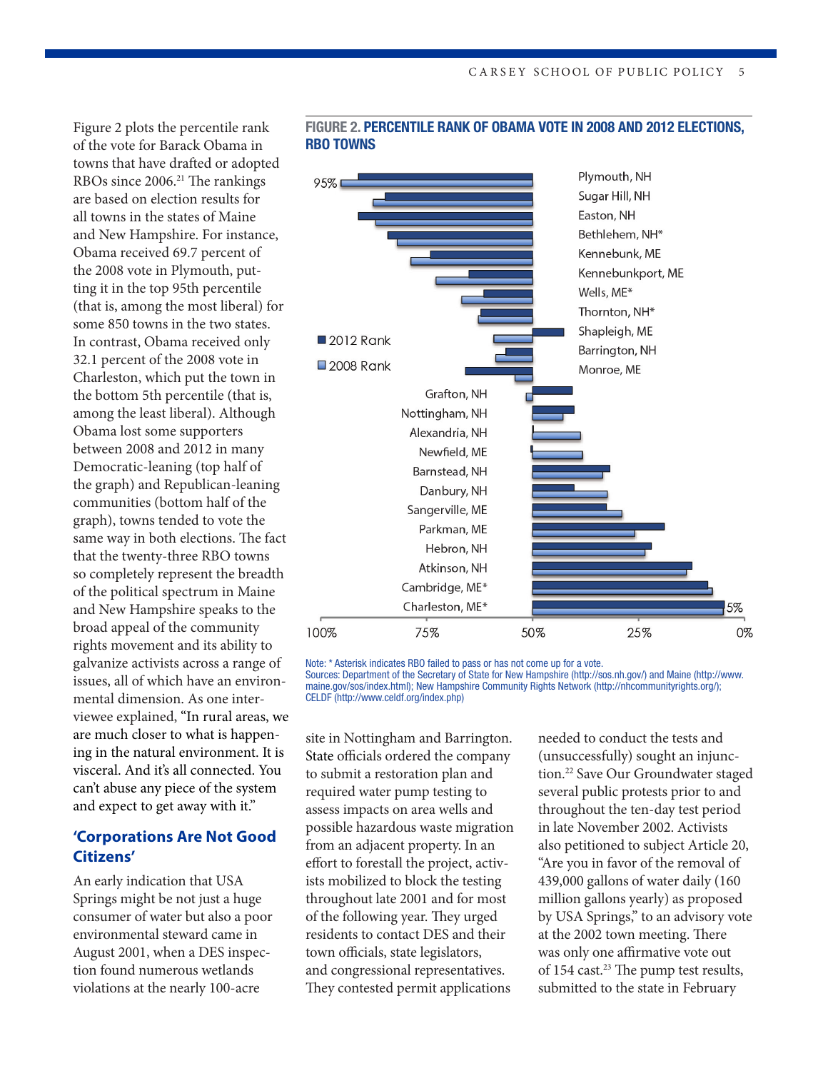Figure 2 plots the percentile rank of the vote for Barack Obama in towns that have drafted or adopted RBOs since 2006.[21] The rankings are based on election results for all towns in the states of Maine and New Hampshire. For instance, Obama received 69.7 percent of the 2008 vote in Plymouth, putting it in the top 95th percentile (that is, among the most liberal) for some 850 towns in the two states. In contrast, Obama received only 32.1 percent of the 2008 vote in Charleston, which put the town in the bottom 5th percentile (that is, among the least liberal). Although Obama lost some supporters between 2008 and 2012 in many Democratic-leaning (top half of the graph) and Republican-leaning communities (bottom half of the graph), towns tended to vote the same way in both elections. The fact that the twenty-three RBO towns so completely represent the breadth of the political spectrum in Maine and New Hampshire speaks to the broad appeal of the community rights movement and its ability to galvanize activists across a range of issues, all of which have an environmental dimension. As one interviewee explained, "In rural areas, we are much closer to what is happening in the natural environment. It is visceral. And it's all connected. You can't abuse any piece of the system and expect to get away with it."

**FIGURE 2. PERCENTILE RANK OF OBAMA VOTE IN 2008 AND 2012 ELECTIONS, RBO TOWNS**

Towns (top to bottom): Plymouth, NH; Sugar Hill, NH; Easton, NH; Bethlehem, NH*; Kennebunk, ME; Kennebunkport, ME; Wells, ME*; Thornton, NH*; Shapleigh, ME; Barrington, NH; Monroe, ME; Grafton, NH; Nottingham, NH; Alexandria, NH; Newfield, ME; Barnstead, NH; Danbury, NH; Sangerville, ME; Parkman, ME; Hebron, NH; Atkinson, NH; Cambridge, ME*; Charleston, ME*

Legend: 2012 Rank; 2008 Rank. Axis: 100%, 75%, 50%, 25%, 0%. Labels: 95%, 5%.

Note: * Asterisk indicates RBO failed to pass or has not come up for a vote.
Sources: Department of the Secretary of State for New Hampshire (http://sos.nh.gov/) and Maine (http://www.maine.gov/sos/index.html); New Hampshire Community Rights Network (http://nhcommunityrights.org/); CELDF (http://www.celdf.org/index.php)

## 'Corporations Are Not Good Citizens'

An early indication that USA Springs might be not just a huge consumer of water but also a poor environmental steward came in August 2001, when a DES inspection found numerous wetlands violations at the nearly 100-acre site in Nottingham and Barrington. State officials ordered the company to submit a restoration plan and required water pump testing to assess impacts on area wells and possible hazardous waste migration from an adjacent property. In an effort to forestall the project, activists mobilized to block the testing throughout late 2001 and for most of the following year. They urged residents to contact DES and their town officials, state legislators, and congressional representatives. They contested permit applications needed to conduct the tests and (unsuccessfully) sought an injunction.[22] Save Our Groundwater staged several public protests prior to and throughout the ten-day test period in late November 2002. Activists also petitioned to subject Article 20, "Are you in favor of the removal of 439,000 gallons of water daily (160 million gallons yearly) as proposed by USA Springs," to an advisory vote at the 2002 town meeting. There was only one affirmative vote out of 154 cast.[23] The pump test results, submitted to the state in February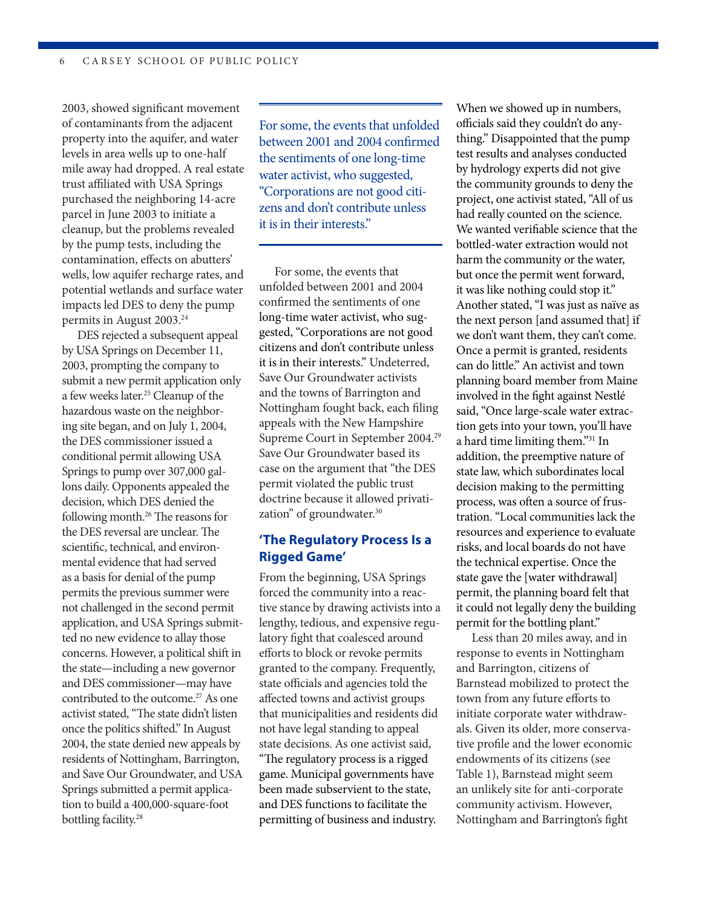2003, showed significant movement of contaminants from the adjacent property into the aquifer, and water levels in area wells up to one-half mile away had dropped. A real estate trust affiliated with USA Springs purchased the neighboring 14-acre parcel in June 2003 to initiate a cleanup, but the problems revealed by the pump tests, including the contamination, effects on abutters' wells, low aquifer recharge rates, and potential wetlands and surface water impacts led DES to deny the pump permits in August 2003.[24]

DES rejected a subsequent appeal by USA Springs on December 11, 2003, prompting the company to submit a new permit application only a few weeks later.[25] Cleanup of the hazardous waste on the neighboring site began, and on July 1, 2004, the DES commissioner issued a conditional permit allowing USA Springs to pump over 307,000 gallons daily. Opponents appealed the decision, which DES denied the following month.[26] The reasons for the DES reversal are unclear. The scientific, technical, and environmental evidence that had served as a basis for denial of the pump permits the previous summer were not challenged in the second permit application, and USA Springs submitted no new evidence to allay those concerns. However, a political shift in the state—including a new governor and DES commissioner—may have contributed to the outcome.[27] As one activist stated, "The state didn't listen once the politics shifted." In August 2004, the state denied new appeals by residents of Nottingham, Barrington, and Save Our Groundwater, and USA Springs submitted a permit application to build a 400,000-square-foot bottling facility.[28]

> For some, the events that unfolded between 2001 and 2004 confirmed the sentiments of one long-time water activist, who suggested, "Corporations are not good citizens and don't contribute unless it is in their interests."

For some, the events that unfolded between 2001 and 2004 confirmed the sentiments of one long-time water activist, who suggested, "Corporations are not good citizens and don't contribute unless it is in their interests." Undeterred, Save Our Groundwater activists and the towns of Barrington and Nottingham fought back, each filing appeals with the New Hampshire Supreme Court in September 2004.[29] Save Our Groundwater based its case on the argument that "the DES permit violated the public trust doctrine because it allowed privatization" of groundwater.[30]

## 'The Regulatory Process Is a Rigged Game'

From the beginning, USA Springs forced the community into a reactive stance by drawing activists into a lengthy, tedious, and expensive regulatory fight that coalesced around efforts to block or revoke permits granted to the company. Frequently, state officials and agencies told the affected towns and activist groups that municipalities and residents did not have legal standing to appeal state decisions. As one activist said, "The regulatory process is a rigged game. Municipal governments have been made subservient to the state, and DES functions to facilitate the permitting of business and industry. When we showed up in numbers, officials said they couldn't do anything." Disappointed that the pump test results and analyses conducted by hydrology experts did not give the community grounds to deny the project, one activist stated, "All of us had really counted on the science. We wanted verifiable science that the bottled-water extraction would not harm the community or the water, but once the permit went forward, it was like nothing could stop it." Another stated, "I was just as naïve as the next person [and assumed that] if we don't want them, they can't come. Once a permit is granted, residents can do little." An activist and town planning board member from Maine involved in the fight against Nestlé said, "Once large-scale water extraction gets into your town, you'll have a hard time limiting them."[31] In addition, the preemptive nature of state law, which subordinates local decision making to the permitting process, was often a source of frustration. "Local communities lack the resources and experience to evaluate risks, and local boards do not have the technical expertise. Once the state gave the [water withdrawal] permit, the planning board felt that it could not legally deny the building permit for the bottling plant."

Less than 20 miles away, and in response to events in Nottingham and Barrington, citizens of Barnstead mobilized to protect the town from any future efforts to initiate corporate water withdrawals. Given its older, more conservative profile and the lower economic endowments of its citizens (see Table 1), Barnstead might seem an unlikely site for anti-corporate community activism. However, Nottingham and Barrington's fight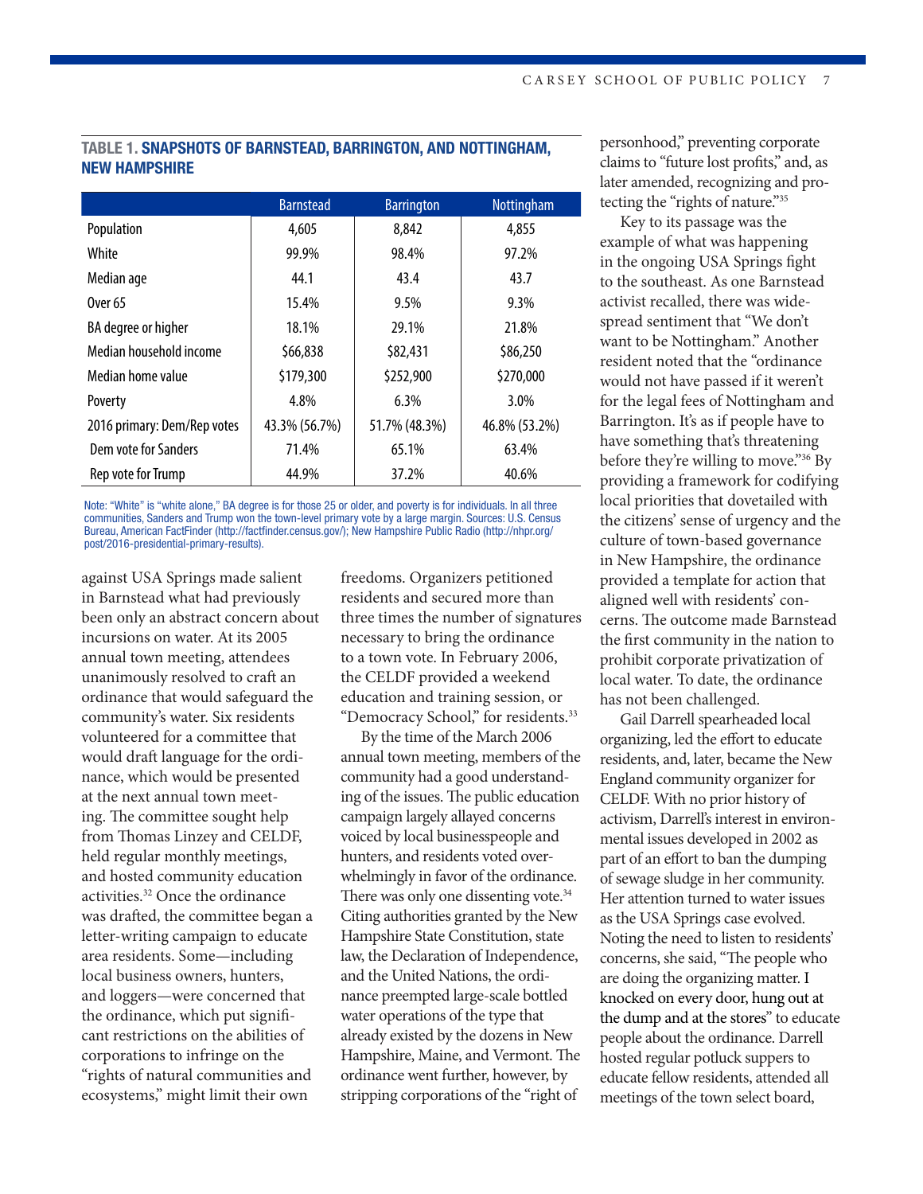### TABLE 1. SNAPSHOTS OF BARNSTEAD, BARRINGTON, AND NOTTINGHAM, NEW HAMPSHIRE

| | Barnstead | Barrington | Nottingham |
|---|---|---|---|
| Population | 4,605 | 8,842 | 4,855 |
| White | 99.9% | 98.4% | 97.2% |
| Median age | 44.1 | 43.4 | 43.7 |
| Over 65 | 15.4% | 9.5% | 9.3% |
| BA degree or higher | 18.1% | 29.1% | 21.8% |
| Median household income | $66,838 | $82,431 | $86,250 |
| Median home value | $179,300 | $252,900 | $270,000 |
| Poverty | 4.8% | 6.3% | 3.0% |
| 2016 primary: Dem/Rep votes | 43.3% (56.7%) | 51.7% (48.3%) | 46.8% (53.2%) |
| Dem vote for Sanders | 71.4% | 65.1% | 63.4% |
| Rep vote for Trump | 44.9% | 37.2% | 40.6% |

Note: "White" is "white alone," BA degree is for those 25 or older, and poverty is for individuals. In all three communities, Sanders and Trump won the town-level primary vote by a large margin. Sources: U.S. Census Bureau, American FactFinder (http://factfinder.census.gov/); New Hampshire Public Radio (http://nhpr.org/post/2016-presidential-primary-results).

against USA Springs made salient in Barnstead what had previously been only an abstract concern about incursions on water. At its 2005 annual town meeting, attendees unanimously resolved to craft an ordinance that would safeguard the community's water. Six residents volunteered for a committee that would draft language for the ordinance, which would be presented at the next annual town meeting. The committee sought help from Thomas Linzey and CELDF, held regular monthly meetings, and hosted community education activities.[32] Once the ordinance was drafted, the committee began a letter-writing campaign to educate area residents. Some—including local business owners, hunters, and loggers—were concerned that the ordinance, which put significant restrictions on the abilities of corporations to infringe on the "rights of natural communities and ecosystems," might limit their own freedoms. Organizers petitioned residents and secured more than three times the number of signatures necessary to bring the ordinance to a town vote. In February 2006, the CELDF provided a weekend education and training session, or "Democracy School," for residents.[33]

By the time of the March 2006 annual town meeting, members of the community had a good understanding of the issues. The public education campaign largely allayed concerns voiced by local businesspeople and hunters, and residents voted overwhelmingly in favor of the ordinance. There was only one dissenting vote.[34] Citing authorities granted by the New Hampshire State Constitution, state law, the Declaration of Independence, and the United Nations, the ordinance preempted large-scale bottled water operations of the type that already existed by the dozens in New Hampshire, Maine, and Vermont. The ordinance went further, however, by stripping corporations of the "right of personhood," preventing corporate claims to "future lost profits," and, as later amended, recognizing and protecting the "rights of nature."[35]

Key to its passage was the example of what was happening in the ongoing USA Springs fight to the southeast. As one Barnstead activist recalled, there was widespread sentiment that "We don't want to be Nottingham." Another resident noted that the "ordinance would not have passed if it weren't for the legal fees of Nottingham and Barrington. It's as if people have to have something that's threatening before they're willing to move."[36] By providing a framework for codifying local priorities that dovetailed with the citizens' sense of urgency and the culture of town-based governance in New Hampshire, the ordinance provided a template for action that aligned well with residents' concerns. The outcome made Barnstead the first community in the nation to prohibit corporate privatization of local water. To date, the ordinance has not been challenged.

Gail Darrell spearheaded local organizing, led the effort to educate residents, and, later, became the New England community organizer for CELDF. With no prior history of activism, Darrell's interest in environmental issues developed in 2002 as part of an effort to ban the dumping of sewage sludge in her community. Her attention turned to water issues as the USA Springs case evolved. Noting the need to listen to residents' concerns, she said, "The people who are doing the organizing matter. I knocked on every door, hung out at the dump and at the stores" to educate people about the ordinance. Darrell hosted regular potluck suppers to educate fellow residents, attended all meetings of the town select board,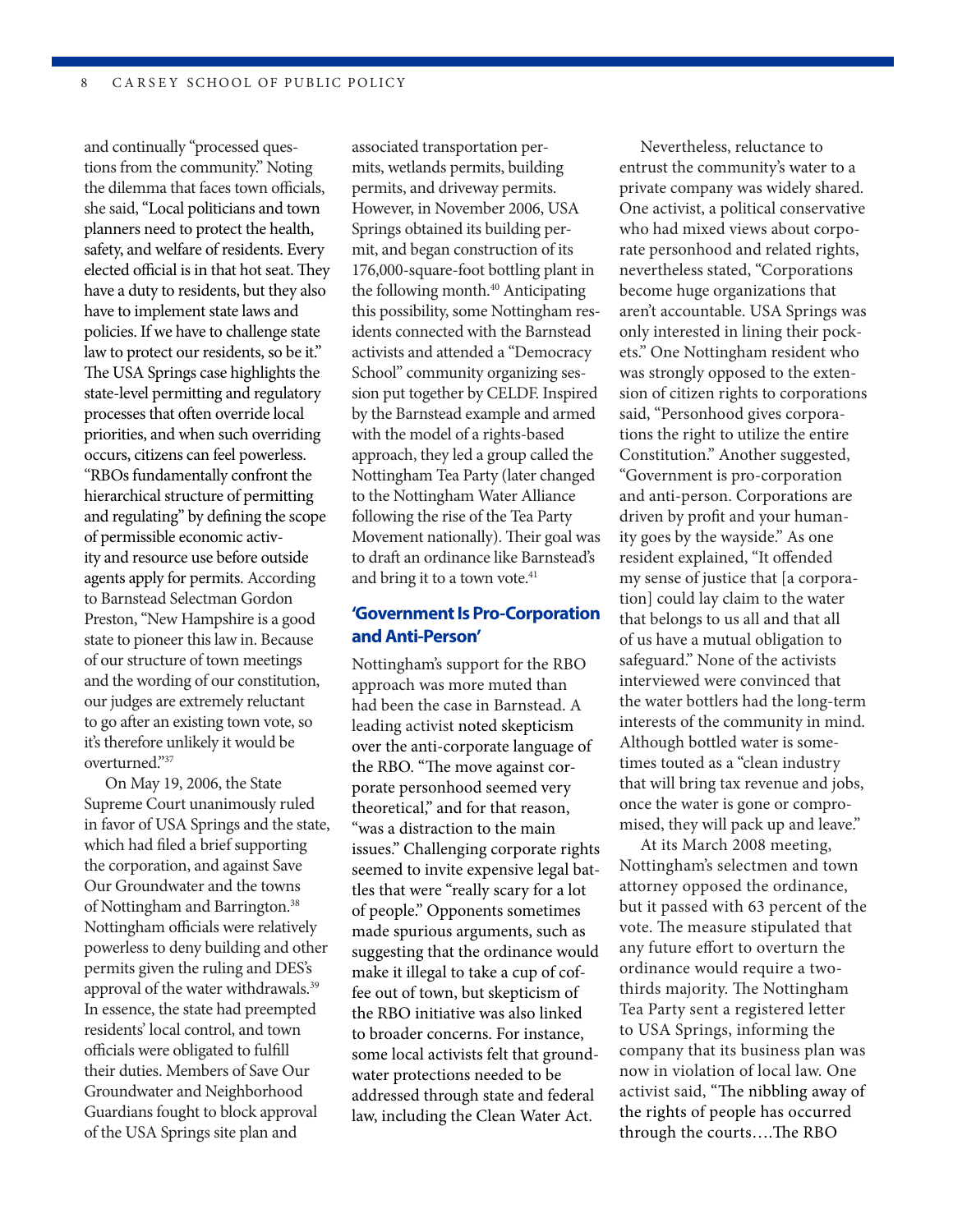and continually "processed questions from the community." Noting the dilemma that faces town officials, she said, "Local politicians and town planners need to protect the health, safety, and welfare of residents. Every elected official is in that hot seat. They have a duty to residents, but they also have to implement state laws and policies. If we have to challenge state law to protect our residents, so be it." The USA Springs case highlights the state-level permitting and regulatory processes that often override local priorities, and when such overriding occurs, citizens can feel powerless. "RBOs fundamentally confront the hierarchical structure of permitting and regulating" by defining the scope of permissible economic activity and resource use before outside agents apply for permits. According to Barnstead Selectman Gordon Preston, "New Hampshire is a good state to pioneer this law in. Because of our structure of town meetings and the wording of our constitution, our judges are extremely reluctant to go after an existing town vote, so it's therefore unlikely it would be overturned."[37]

On May 19, 2006, the State Supreme Court unanimously ruled in favor of USA Springs and the state, which had filed a brief supporting the corporation, and against Save Our Groundwater and the towns of Nottingham and Barrington.[38] Nottingham officials were relatively powerless to deny building and other permits given the ruling and DES's approval of the water withdrawals.[39] In essence, the state had preempted residents' local control, and town officials were obligated to fulfill their duties. Members of Save Our Groundwater and Neighborhood Guardians fought to block approval of the USA Springs site plan and associated transportation permits, wetlands permits, building permits, and driveway permits. However, in November 2006, USA Springs obtained its building permit, and began construction of its 176,000-square-foot bottling plant in the following month.[40] Anticipating this possibility, some Nottingham residents connected with the Barnstead activists and attended a "Democracy School" community organizing session put together by CELDF. Inspired by the Barnstead example and armed with the model of a rights-based approach, they led a group called the Nottingham Tea Party (later changed to the Nottingham Water Alliance following the rise of the Tea Party Movement nationally). Their goal was to draft an ordinance like Barnstead's and bring it to a town vote.[41]

## 'Government Is Pro-Corporation and Anti-Person'

Nottingham's support for the RBO approach was more muted than had been the case in Barnstead. A leading activist noted skepticism over the anti-corporate language of the RBO. "The move against corporate personhood seemed very theoretical," and for that reason, "was a distraction to the main issues." Challenging corporate rights seemed to invite expensive legal battles that were "really scary for a lot of people." Opponents sometimes made spurious arguments, such as suggesting that the ordinance would make it illegal to take a cup of coffee out of town, but skepticism of the RBO initiative was also linked to broader concerns. For instance, some local activists felt that groundwater protections needed to be addressed through state and federal law, including the Clean Water Act.

Nevertheless, reluctance to entrust the community's water to a private company was widely shared. One activist, a political conservative who had mixed views about corporate personhood and related rights, nevertheless stated, "Corporations become huge organizations that aren't accountable. USA Springs was only interested in lining their pockets." One Nottingham resident who was strongly opposed to the extension of citizen rights to corporations said, "Personhood gives corporations the right to utilize the entire Constitution." Another suggested, "Government is pro-corporation and anti-person. Corporations are driven by profit and your humanity goes by the wayside." As one resident explained, "It offended my sense of justice that [a corporation] could lay claim to the water that belongs to us all and that all of us have a mutual obligation to safeguard." None of the activists interviewed were convinced that the water bottlers had the long-term interests of the community in mind. Although bottled water is sometimes touted as a "clean industry that will bring tax revenue and jobs, once the water is gone or compromised, they will pack up and leave."

At its March 2008 meeting, Nottingham's selectmen and town attorney opposed the ordinance, but it passed with 63 percent of the vote. The measure stipulated that any future effort to overturn the ordinance would require a two-thirds majority. The Nottingham Tea Party sent a registered letter to USA Springs, informing the company that its business plan was now in violation of local law. One activist said, "The nibbling away of the rights of people has occurred through the courts….The RBO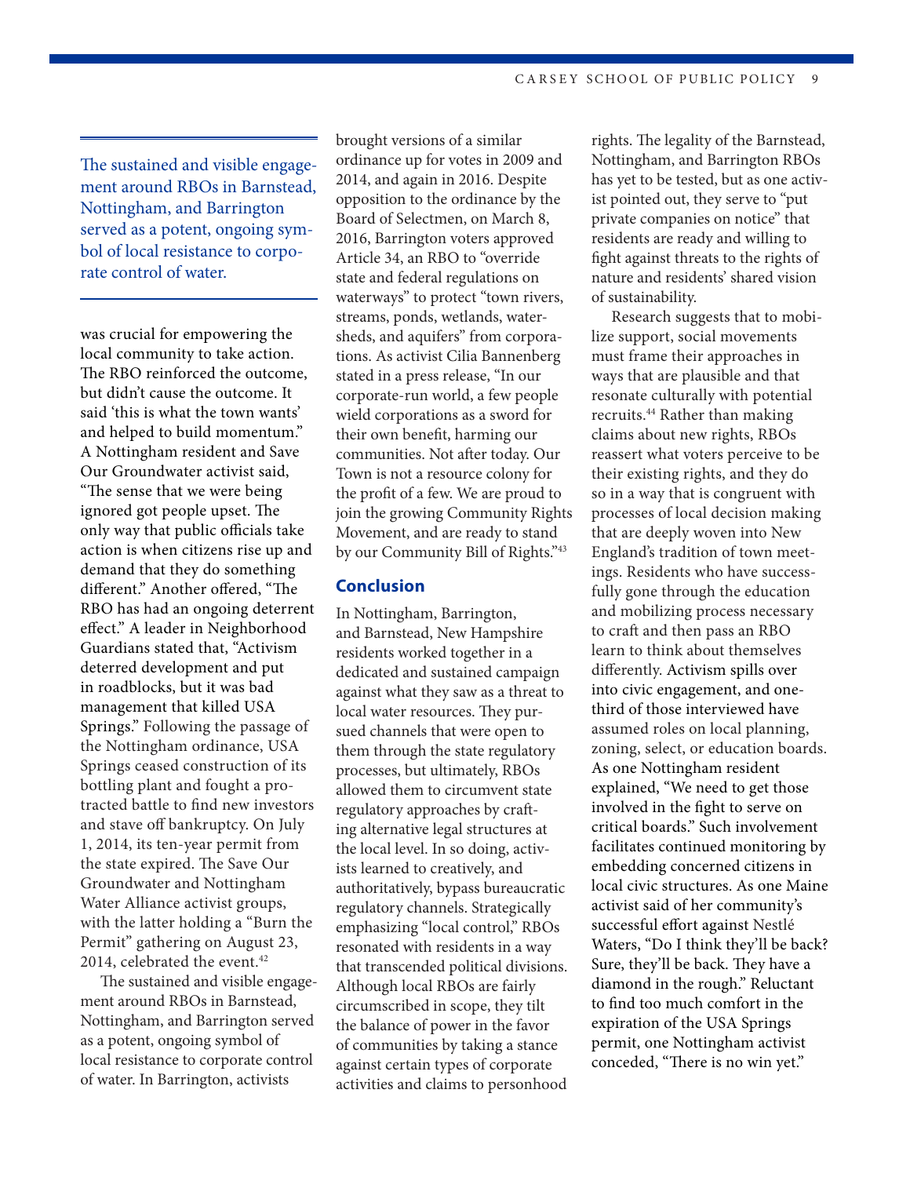> The sustained and visible engagement around RBOs in Barnstead, Nottingham, and Barrington served as a potent, ongoing symbol of local resistance to corporate control of water.

was crucial for empowering the local community to take action. The RBO reinforced the outcome, but didn't cause the outcome. It said 'this is what the town wants' and helped to build momentum." A Nottingham resident and Save Our Groundwater activist said, "The sense that we were being ignored got people upset. The only way that public officials take action is when citizens rise up and demand that they do something different." Another offered, "The RBO has had an ongoing deterrent effect." A leader in Neighborhood Guardians stated that, "Activism deterred development and put in roadblocks, but it was bad management that killed USA Springs." Following the passage of the Nottingham ordinance, USA Springs ceased construction of its bottling plant and fought a protracted battle to find new investors and stave off bankruptcy. On July 1, 2014, its ten-year permit from the state expired. The Save Our Groundwater and Nottingham Water Alliance activist groups, with the latter holding a "Burn the Permit" gathering on August 23, 2014, celebrated the event.[42]

The sustained and visible engagement around RBOs in Barnstead, Nottingham, and Barrington served as a potent, ongoing symbol of local resistance to corporate control of water. In Barrington, activists brought versions of a similar ordinance up for votes in 2009 and 2014, and again in 2016. Despite opposition to the ordinance by the Board of Selectmen, on March 8, 2016, Barrington voters approved Article 34, an RBO to "override state and federal regulations on waterways" to protect "town rivers, streams, ponds, wetlands, watersheds, and aquifers" from corporations. As activist Cilia Bannenberg stated in a press release, "In our corporate-run world, a few people wield corporations as a sword for their own benefit, harming our communities. Not after today. Our Town is not a resource colony for the profit of a few. We are proud to join the growing Community Rights Movement, and are ready to stand by our Community Bill of Rights."[43]

## Conclusion

In Nottingham, Barrington, and Barnstead, New Hampshire residents worked together in a dedicated and sustained campaign against what they saw as a threat to local water resources. They pursued channels that were open to them through the state regulatory processes, but ultimately, RBOs allowed them to circumvent state regulatory approaches by crafting alternative legal structures at the local level. In so doing, activists learned to creatively, and authoritatively, bypass bureaucratic regulatory channels. Strategically emphasizing "local control," RBOs resonated with residents in a way that transcended political divisions. Although local RBOs are fairly circumscribed in scope, they tilt the balance of power in the favor of communities by taking a stance against certain types of corporate activities and claims to personhood rights. The legality of the Barnstead, Nottingham, and Barrington RBOs has yet to be tested, but as one activist pointed out, they serve to "put private companies on notice" that residents are ready and willing to fight against threats to the rights of nature and residents' shared vision of sustainability.

Research suggests that to mobilize support, social movements must frame their approaches in ways that are plausible and that resonate culturally with potential recruits.[44] Rather than making claims about new rights, RBOs reassert what voters perceive to be their existing rights, and they do so in a way that is congruent with processes of local decision making that are deeply woven into New England's tradition of town meetings. Residents who have successfully gone through the education and mobilizing process necessary to craft and then pass an RBO learn to think about themselves differently. Activism spills over into civic engagement, and one-third of those interviewed have assumed roles on local planning, zoning, select, or education boards. As one Nottingham resident explained, "We need to get those involved in the fight to serve on critical boards." Such involvement facilitates continued monitoring by embedding concerned citizens in local civic structures. As one Maine activist said of her community's successful effort against Nestlé Waters, "Do I think they'll be back? Sure, they'll be back. They have a diamond in the rough." Reluctant to find too much comfort in the expiration of the USA Springs permit, one Nottingham activist conceded, "There is no win yet."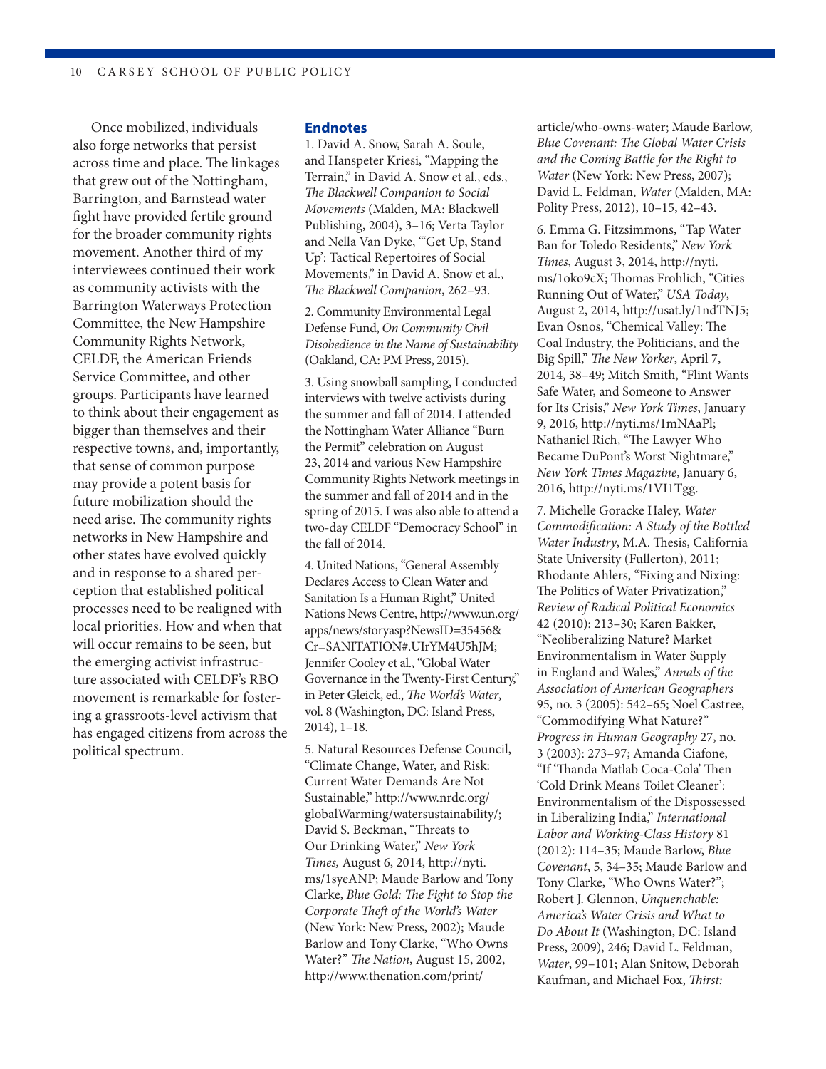Once mobilized, individuals also forge networks that persist across time and place. The linkages that grew out of the Nottingham, Barrington, and Barnstead water fight have provided fertile ground for the broader community rights movement. Another third of my interviewees continued their work as community activists with the Barrington Waterways Protection Committee, the New Hampshire Community Rights Network, CELDF, the American Friends Service Committee, and other groups. Participants have learned to think about their engagement as bigger than themselves and their respective towns, and, importantly, that sense of common purpose may provide a potent basis for future mobilization should the need arise. The community rights networks in New Hampshire and other states have evolved quickly and in response to a shared perception that established political processes need to be realigned with local priorities. How and when that will occur remains to be seen, but the emerging activist infrastructure associated with CELDF's RBO movement is remarkable for fostering a grassroots-level activism that has engaged citizens from across the political spectrum.

## Endnotes

1. David A. Snow, Sarah A. Soule, and Hanspeter Kriesi, "Mapping the Terrain," in David A. Snow et al., eds., *The Blackwell Companion to Social Movements* (Malden, MA: Blackwell Publishing, 2004), 3–16; Verta Taylor and Nella Van Dyke, "'Get Up, Stand Up': Tactical Repertoires of Social Movements," in David A. Snow et al., *The Blackwell Companion*, 262–93.

2. Community Environmental Legal Defense Fund, *On Community Civil Disobedience in the Name of Sustainability* (Oakland, CA: PM Press, 2015).

3. Using snowball sampling, I conducted interviews with twelve activists during the summer and fall of 2014. I attended the Nottingham Water Alliance "Burn the Permit" celebration on August 23, 2014 and various New Hampshire Community Rights Network meetings in the summer and fall of 2014 and in the spring of 2015. I was also able to attend a two-day CELDF "Democracy School" in the fall of 2014.

4. United Nations, "General Assembly Declares Access to Clean Water and Sanitation Is a Human Right," United Nations News Centre, http://www.un.org/apps/news/storyasp?NewsID=35456&Cr=SANITATION#.UIrYM4U5hJM; Jennifer Cooley et al., "Global Water Governance in the Twenty-First Century," in Peter Gleick, ed., *The World's Water*, vol. 8 (Washington, DC: Island Press, 2014), 1–18.

5. Natural Resources Defense Council, "Climate Change, Water, and Risk: Current Water Demands Are Not Sustainable," http://www.nrdc.org/globalWarming/watersustainability/; David S. Beckman, "Threats to Our Drinking Water," *New York Times,* August 6, 2014, http://nyti.ms/1syeANP; Maude Barlow and Tony Clarke, *Blue Gold: The Fight to Stop the Corporate Theft of the World's Water* (New York: New Press, 2002); Maude Barlow and Tony Clarke, "Who Owns Water?" *The Nation*, August 15, 2002, http://www.thenation.com/print/article/who-owns-water; Maude Barlow, *Blue Covenant: The Global Water Crisis and the Coming Battle for the Right to Water* (New York: New Press, 2007); David L. Feldman, *Water* (Malden, MA: Polity Press, 2012), 10–15, 42–43.

6. Emma G. Fitzsimmons, "Tap Water Ban for Toledo Residents," *New York Times*, August 3, 2014, http://nyti.ms/1oko9cX; Thomas Frohlich, "Cities Running Out of Water," *USA Today*, August 2, 2014, http://usat.ly/1ndTNJ5; Evan Osnos, "Chemical Valley: The Coal Industry, the Politicians, and the Big Spill," *The New Yorker*, April 7, 2014, 38–49; Mitch Smith, "Flint Wants Safe Water, and Someone to Answer for Its Crisis," *New York Times*, January 9, 2016, http://nyti.ms/1mNAaPl; Nathaniel Rich, "The Lawyer Who Became DuPont's Worst Nightmare," *New York Times Magazine*, January 6, 2016, http://nyti.ms/1VI1Tgg.

7. Michelle Goracke Haley, *Water Commodification: A Study of the Bottled Water Industry*, M.A. Thesis, California State University (Fullerton), 2011; Rhodante Ahlers, "Fixing and Nixing: The Politics of Water Privatization," *Review of Radical Political Economics* 42 (2010): 213–30; Karen Bakker, "Neoliberalizing Nature? Market Environmentalism in Water Supply in England and Wales," *Annals of the Association of American Geographers* 95, no. 3 (2005): 542–65; Noel Castree, "Commodifying What Nature?" *Progress in Human Geography* 27, no. 3 (2003): 273–97; Amanda Ciafone, "If 'Thanda Matlab Coca-Cola' Then 'Cold Drink Means Toilet Cleaner': Environmentalism of the Dispossessed in Liberalizing India," *International Labor and Working-Class History* 81 (2012): 114–35; Maude Barlow, *Blue Covenant*, 5, 34–35; Maude Barlow and Tony Clarke, "Who Owns Water?"; Robert J. Glennon, *Unquenchable: America's Water Crisis and What to Do About It* (Washington, DC: Island Press, 2009), 246; David L. Feldman, *Water*, 99–101; Alan Snitow, Deborah Kaufman, and Michael Fox, *Thirst:*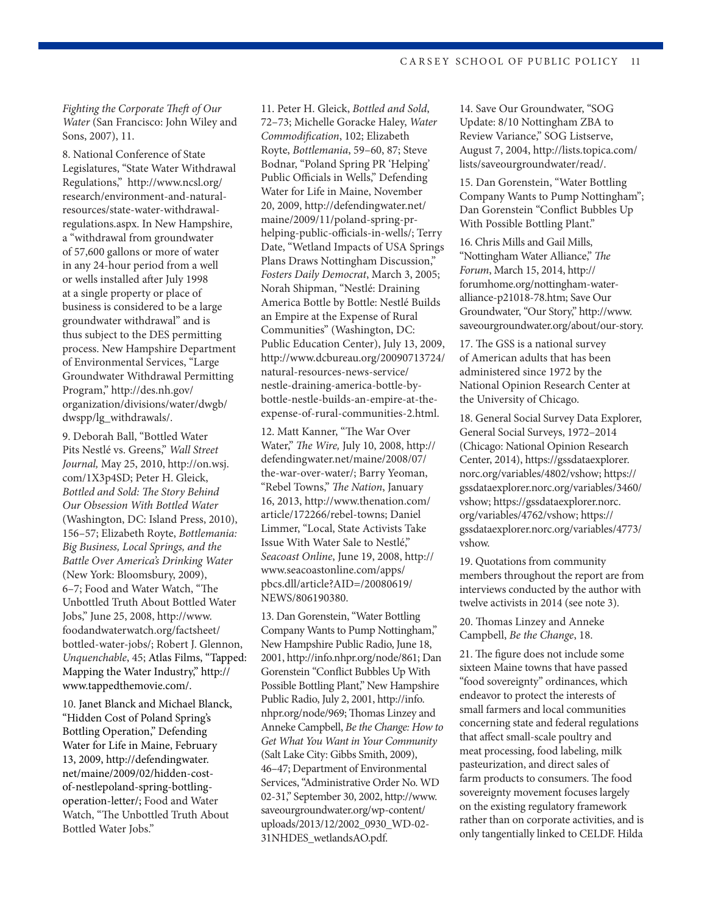*Fighting the Corporate Theft of Our Water* (San Francisco: John Wiley and Sons, 2007), 11.

8. National Conference of State Legislatures, "State Water Withdrawal Regulations," http://www.ncsl.org/research/environment-and-natural-resources/state-water-withdrawal-regulations.aspx. In New Hampshire, a "withdrawal from groundwater of 57,600 gallons or more of water in any 24-hour period from a well or wells installed after July 1998 at a single property or place of business is considered to be a large groundwater withdrawal" and is thus subject to the DES permitting process. New Hampshire Department of Environmental Services, "Large Groundwater Withdrawal Permitting Program," http://des.nh.gov/organization/divisions/water/dwgb/dwspp/lg_withdrawals/.

9. Deborah Ball, "Bottled Water Pits Nestlé vs. Greens," *Wall Street Journal,* May 25, 2010, http://on.wsj.com/1X3p4SD; Peter H. Gleick, *Bottled and Sold: The Story Behind Our Obsession With Bottled Water* (Washington, DC: Island Press, 2010), 156–57; Elizabeth Royte, *Bottlemania: Big Business, Local Springs, and the Battle Over America's Drinking Water* (New York: Bloomsbury, 2009), 6–7; Food and Water Watch, "The Unbottled Truth About Bottled Water Jobs," June 25, 2008, http://www.foodandwaterwatch.org/factsheet/bottled-water-jobs/; Robert J. Glennon, *Unquenchable*, 45; Atlas Films, "Tapped: Mapping the Water Industry," http://www.tappedthemovie.com/.

10. Janet Blanck and Michael Blanck, "Hidden Cost of Poland Spring's Bottling Operation," Defending Water for Life in Maine, February 13, 2009, http://defendingwater.net/maine/2009/02/hidden-cost-of-nestlepoland-spring-bottling-operation-letter/; Food and Water Watch, "The Unbottled Truth About Bottled Water Jobs."

11. Peter H. Gleick, *Bottled and Sold*, 72–73; Michelle Goracke Haley, *Water Commodification*, 102; Elizabeth Royte, *Bottlemania*, 59–60, 87; Steve Bodnar, "Poland Spring PR 'Helping' Public Officials in Wells," Defending Water for Life in Maine, November 20, 2009, http://defendingwater.net/maine/2009/11/poland-spring-pr-helping-public-officials-in-wells/; Terry Date, "Wetland Impacts of USA Springs Plans Draws Nottingham Discussion," *Fosters Daily Democrat*, March 3, 2005; Norah Shipman, "Nestlé: Draining America Bottle by Bottle: Nestlé Builds an Empire at the Expense of Rural Communities" (Washington, DC: Public Education Center), July 13, 2009, http://www.dcbureau.org/20090713724/natural-resources-news-service/nestle-draining-america-bottle-by-bottle-nestle-builds-an-empire-at-the-expense-of-rural-communities-2.html.

12. Matt Kanner, "The War Over Water," *The Wire,* July 10, 2008, http://defendingwater.net/maine/2008/07/the-war-over-water/; Barry Yeoman, "Rebel Towns," *The Nation*, January 16, 2013, http://www.thenation.com/article/172266/rebel-towns; Daniel Limmer, "Local, State Activists Take Issue With Water Sale to Nestlé," *Seacoast Online*, June 19, 2008, http://www.seacoastonline.com/apps/pbcs.dll/article?AID=/20080619/NEWS/806190380.

13. Dan Gorenstein, "Water Bottling Company Wants to Pump Nottingham," New Hampshire Public Radio, June 18, 2001, http://info.nhpr.org/node/861; Dan Gorenstein "Conflict Bubbles Up With Possible Bottling Plant," New Hampshire Public Radio, July 2, 2001, http://info.nhpr.org/node/969; Thomas Linzey and Anneke Campbell, *Be the Change: How to Get What You Want in Your Community* (Salt Lake City: Gibbs Smith, 2009), 46–47; Department of Environmental Services, "Administrative Order No. WD 02-31," September 30, 2002, http://www.saveourgroundwater.org/wp-content/uploads/2013/12/2002_0930_WD-02-31NHDES_wetlandsAO.pdf.

14. Save Our Groundwater, "SOG Update: 8/10 Nottingham ZBA to Review Variance," SOG Listserve, August 7, 2004, http://lists.topica.com/lists/saveourgroundwater/read/.

15. Dan Gorenstein, "Water Bottling Company Wants to Pump Nottingham"; Dan Gorenstein "Conflict Bubbles Up With Possible Bottling Plant."

16. Chris Mills and Gail Mills, "Nottingham Water Alliance," *The Forum*, March 15, 2014, http://forumhome.org/nottingham-water-alliance-p21018-78.htm; Save Our Groundwater, "Our Story," http://www.saveourgroundwater.org/about/our-story.

17. The GSS is a national survey of American adults that has been administered since 1972 by the National Opinion Research Center at the University of Chicago.

18. General Social Survey Data Explorer, General Social Surveys, 1972–2014 (Chicago: National Opinion Research Center, 2014), https://gssdataexplorer.norc.org/variables/4802/vshow; https://gssdataexplorer.norc.org/variables/3460/vshow; https://gssdataexplorer.norc.org/variables/4762/vshow; https://gssdataexplorer.norc.org/variables/4773/vshow.

19. Quotations from community members throughout the report are from interviews conducted by the author with twelve activists in 2014 (see note 3).

20. Thomas Linzey and Anneke Campbell, *Be the Change*, 18.

21. The figure does not include some sixteen Maine towns that have passed "food sovereignty" ordinances, which endeavor to protect the interests of small farmers and local communities concerning state and federal regulations that affect small-scale poultry and meat processing, food labeling, milk pasteurization, and direct sales of farm products to consumers. The food sovereignty movement focuses largely on the existing regulatory framework rather than on corporate activities, and is only tangentially linked to CELDF. Hilda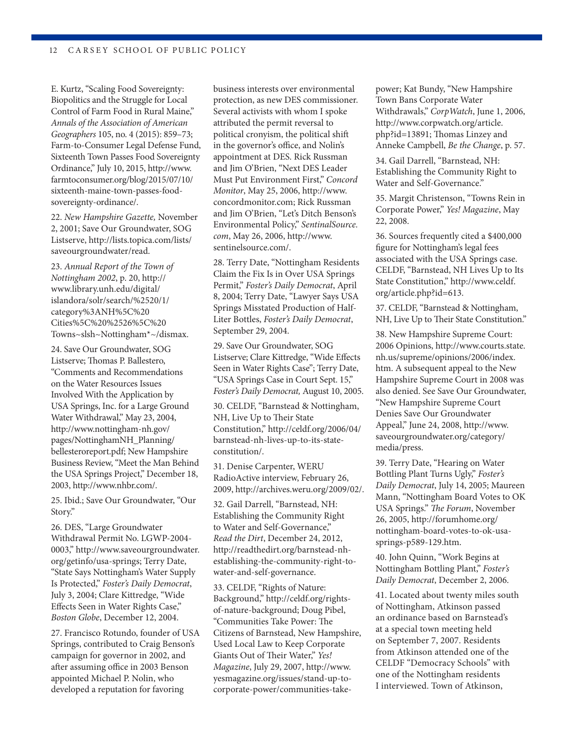E. Kurtz, "Scaling Food Sovereignty: Biopolitics and the Struggle for Local Control of Farm Food in Rural Maine," *Annals of the Association of American Geographers* 105, no. 4 (2015): 859–73; Farm-to-Consumer Legal Defense Fund, Sixteenth Town Passes Food Sovereignty Ordinance," July 10, 2015, http://www.farmtoconsumer.org/blog/2015/07/10/sixteenth-maine-town-passes-food-sovereignty-ordinance/.

22. *New Hampshire Gazette,* November 2, 2001; Save Our Groundwater, SOG Listserve, http://lists.topica.com/lists/saveourgroundwater/read.

23. *Annual Report of the Town of Nottingham 2002*, p. 20, http://www.library.unh.edu/digital/islandora/solr/search/%2520/1/category%3ANH%5C%20Cities%5C%20%2526%5C%20Towns~slsh~Nottingham*~/dismax.

24. Save Our Groundwater, SOG Listserve; Thomas P. Ballestero, "Comments and Recommendations on the Water Resources Issues Involved With the Application by USA Springs, Inc. for a Large Ground Water Withdrawal," May 23, 2004, http://www.nottingham-nh.gov/pages/NottinghamNH_Planning/bellesteroreport.pdf; New Hampshire Business Review, "Meet the Man Behind the USA Springs Project," December 18, 2003, http://www.nhbr.com/.

25. Ibid.; Save Our Groundwater, "Our Story."

26. DES, "Large Groundwater Withdrawal Permit No. LGWP-2004-0003," http://www.saveourgroundwater.org/getinfo/usa-springs; Terry Date, "State Says Nottingham's Water Supply Is Protected," *Foster's Daily Democrat*, July 3, 2004; Clare Kittredge, "Wide Effects Seen in Water Rights Case," *Boston Globe*, December 12, 2004.

27. Francisco Rotundo, founder of USA Springs, contributed to Craig Benson's campaign for governor in 2002, and after assuming office in 2003 Benson appointed Michael P. Nolin, who developed a reputation for favoring business interests over environmental protection, as new DES commissioner. Several activists with whom I spoke attributed the permit reversal to political cronyism, the political shift in the governor's office, and Nolin's appointment at DES. Rick Russman and Jim O'Brien, "Next DES Leader Must Put Environment First," *Concord Monitor*, May 25, 2006, http://www.concordmonitor.com; Rick Russman and Jim O'Brien, "Let's Ditch Benson's Environmental Policy," *SentinalSource.com*, May 26, 2006, http://www.sentinelsource.com/.

28. Terry Date, "Nottingham Residents Claim the Fix Is in Over USA Springs Permit," *Foster's Daily Democrat*, April 8, 2004; Terry Date, "Lawyer Says USA Springs Misstated Production of Half-Liter Bottles, *Foster's Daily Democrat*, September 29, 2004.

29. Save Our Groundwater, SOG Listserve; Clare Kittredge, "Wide Effects Seen in Water Rights Case"; Terry Date, "USA Springs Case in Court Sept. 15," *Foster's Daily Democrat,* August 10, 2005.

30. CELDF, "Barnstead & Nottingham, NH, Live Up to Their State Constitution," http://celdf.org/2006/04/barnstead-nh-lives-up-to-its-state-constitution/.

31. Denise Carpenter, WERU RadioActive interview, February 26, 2009, http://archives.weru.org/2009/02/.

32. Gail Darrell, "Barnstead, NH: Establishing the Community Right to Water and Self-Governance," *Read the Dirt*, December 24, 2012, http://readthedirt.org/barnstead-nh-establishing-the-community-right-to-water-and-self-governance.

33. CELDF, "Rights of Nature: Background," http://celdf.org/rights-of-nature-background; Doug Pibel, "Communities Take Power: The Citizens of Barnstead, New Hampshire, Used Local Law to Keep Corporate Giants Out of Their Water," *Yes! Magazine*, July 29, 2007, http://www.yesmagazine.org/issues/stand-up-to-corporate-power/communities-take-power; Kat Bundy, "New Hampshire Town Bans Corporate Water Withdrawals," *CorpWatch*, June 1, 2006, http://www.corpwatch.org/article.php?id=13891; Thomas Linzey and Anneke Campbell, *Be the Change*, p. 57.

34. Gail Darrell, "Barnstead, NH: Establishing the Community Right to Water and Self-Governance."

35. Margit Christenson, "Towns Rein in Corporate Power," *Yes! Magazine*, May 22, 2008.

36. Sources frequently cited a $400,000 figure for Nottingham's legal fees associated with the USA Springs case. CELDF, "Barnstead, NH Lives Up to Its State Constitution," http://www.celdf.org/article.php?id=613.

37. CELDF, "Barnstead & Nottingham, NH, Live Up to Their State Constitution."

38. New Hampshire Supreme Court: 2006 Opinions, http://www.courts.state.nh.us/supreme/opinions/2006/index.htm. A subsequent appeal to the New Hampshire Supreme Court in 2008 was also denied. See Save Our Groundwater, "New Hampshire Supreme Court Denies Save Our Groundwater Appeal," June 24, 2008, http://www.saveourgroundwater.org/category/media/press.

39. Terry Date, "Hearing on Water Bottling Plant Turns Ugly," *Foster's Daily Democrat*, July 14, 2005; Maureen Mann, "Nottingham Board Votes to OK USA Springs." *The Forum*, November 26, 2005, http://forumhome.org/nottingham-board-votes-to-ok-usa-springs-p589-129.htm.

40. John Quinn, "Work Begins at Nottingham Bottling Plant," *Foster's Daily Democrat*, December 2, 2006.

41. Located about twenty miles south of Nottingham, Atkinson passed an ordinance based on Barnstead's at a special town meeting held on September 7, 2007. Residents from Atkinson attended one of the CELDF "Democracy Schools" with one of the Nottingham residents I interviewed. Town of Atkinson,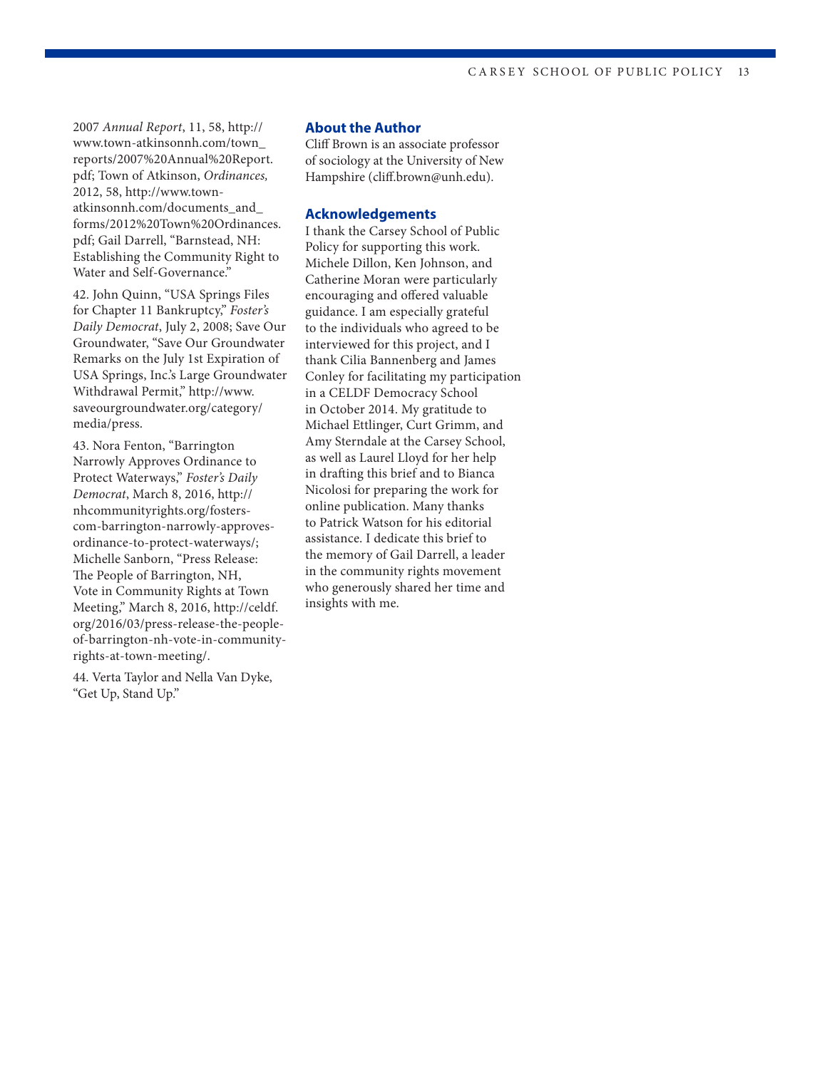2007 *Annual Report*, 11, 58, http://www.town-atkinsonnh.com/town_reports/2007%20Annual%20Report.pdf; Town of Atkinson, *Ordinances,* 2012, 58, http://www.town-atkinsonnh.com/documents_and_forms/2012%20Town%20Ordinances.pdf; Gail Darrell, "Barnstead, NH: Establishing the Community Right to Water and Self-Governance."

42. John Quinn, "USA Springs Files for Chapter 11 Bankruptcy," *Foster's Daily Democrat*, July 2, 2008; Save Our Groundwater, "Save Our Groundwater Remarks on the July 1st Expiration of USA Springs, Inc.'s Large Groundwater Withdrawal Permit," http://www.saveourgroundwater.org/category/media/press.

43. Nora Fenton, "Barrington Narrowly Approves Ordinance to Protect Waterways," *Foster's Daily Democrat*, March 8, 2016, http://nhcommunityrights.org/fosters-com-barrington-narrowly-approves-ordinance-to-protect-waterways/; Michelle Sanborn, "Press Release: The People of Barrington, NH, Vote in Community Rights at Town Meeting," March 8, 2016, http://celdf.org/2016/03/press-release-the-people-of-barrington-nh-vote-in-community-rights-at-town-meeting/.

44. Verta Taylor and Nella Van Dyke, "Get Up, Stand Up."

## About the Author

Cliff Brown is an associate professor of sociology at the University of New Hampshire (cliff.brown@unh.edu).

## Acknowledgements

I thank the Carsey School of Public Policy for supporting this work. Michele Dillon, Ken Johnson, and Catherine Moran were particularly encouraging and offered valuable guidance. I am especially grateful to the individuals who agreed to be interviewed for this project, and I thank Cilia Bannenberg and James Conley for facilitating my participation in a CELDF Democracy School in October 2014. My gratitude to Michael Ettlinger, Curt Grimm, and Amy Sterndale at the Carsey School, as well as Laurel Lloyd for her help in drafting this brief and to Bianca Nicolosi for preparing the work for online publication. Many thanks to Patrick Watson for his editorial assistance. I dedicate this brief to the memory of Gail Darrell, a leader in the community rights movement who generously shared her time and insights with me.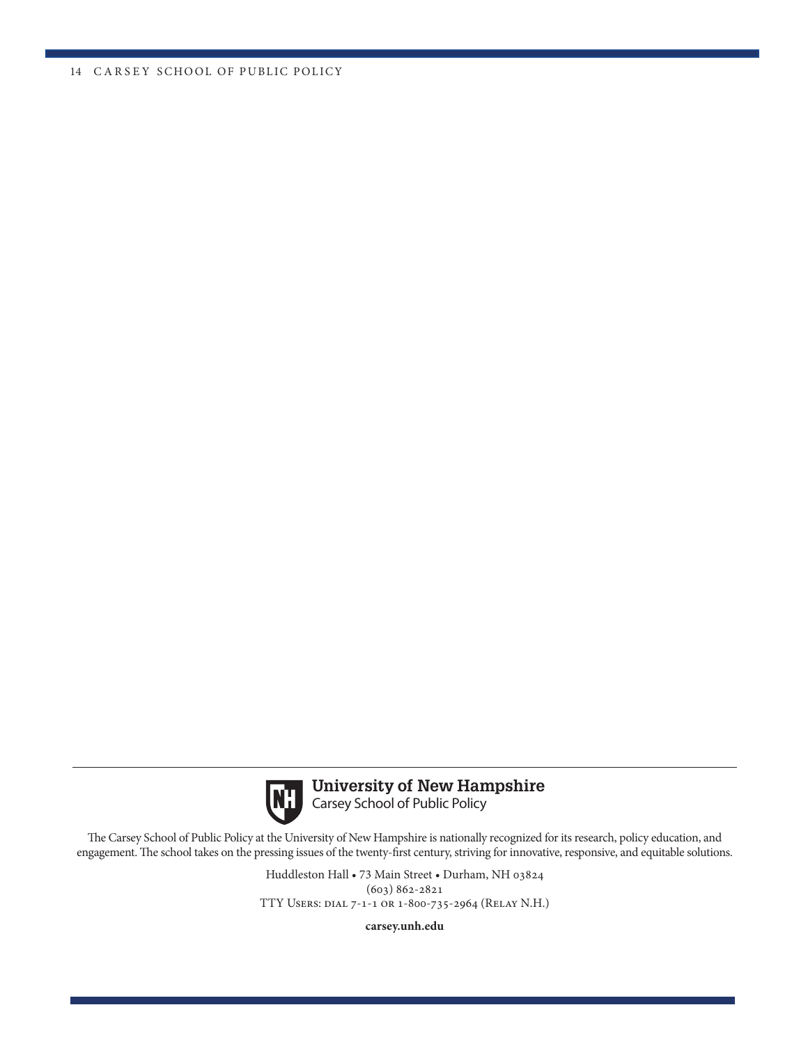**University of New Hampshire**
Carsey School of Public Policy

The Carsey School of Public Policy at the University of New Hampshire is nationally recognized for its research, policy education, and engagement. The school takes on the pressing issues of the twenty-first century, striving for innovative, responsive, and equitable solutions.

Huddleston Hall • 73 Main Street • Durham, NH 03824
(603) 862-2821
TTY Users: dial 7-1-1 or 1-800-735-2964 (Relay N.H.)

**carsey.unh.edu**